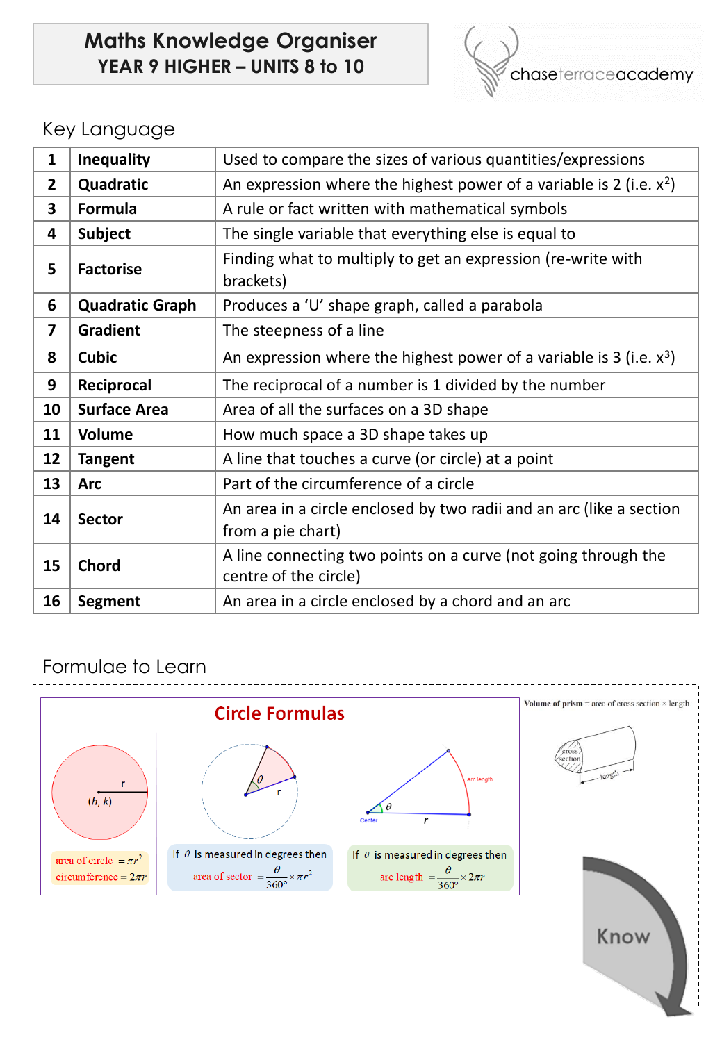# Maths Knowledge Organiser
## YEAR 9 HIGHER – UNITS 8 to 10

chaseterraceacademy

## Key Language

| | | |
|---|---|---|
| 1 | **Inequality** | Used to compare the sizes of various quantities/expressions |
| 2 | **Quadratic** | An expression where the highest power of a variable is 2 (i.e. $x^2$) |
| 3 | **Formula** | A rule or fact written with mathematical symbols |
| 4 | **Subject** | The single variable that everything else is equal to |
| 5 | **Factorise** | Finding what to multiply to get an expression (re-write with brackets) |
| 6 | **Quadratic Graph** | Produces a 'U' shape graph, called a parabola |
| 7 | **Gradient** | The steepness of a line |
| 8 | **Cubic** | An expression where the highest power of a variable is 3 (i.e. $x^3$) |
| 9 | **Reciprocal** | The reciprocal of a number is 1 divided by the number |
| 10 | **Surface Area** | Area of all the surfaces on a 3D shape |
| 11 | **Volume** | How much space a 3D shape takes up |
| 12 | **Tangent** | A line that touches a curve (or circle) at a point |
| 13 | **Arc** | Part of the circumference of a circle |
| 14 | **Sector** | An area in a circle enclosed by two radii and an arc (like a section from a pie chart) |
| 15 | **Chord** | A line connecting two points on a curve (not going through the centre of the circle) |
| 16 | **Segment** | An area in a circle enclosed by a chord and an arc |

## Formulae to Learn

### Circle Formulas

area of circle $= \pi r^2$

circumference $= 2\pi r$

If $\theta$ is measured in degrees then

area of sector $= \dfrac{\theta}{360°} \times \pi r^2$

If $\theta$ is measured in degrees then

arc length $= \dfrac{\theta}{360°} \times 2\pi r$

**Volume of prism** = area of cross section × length

Know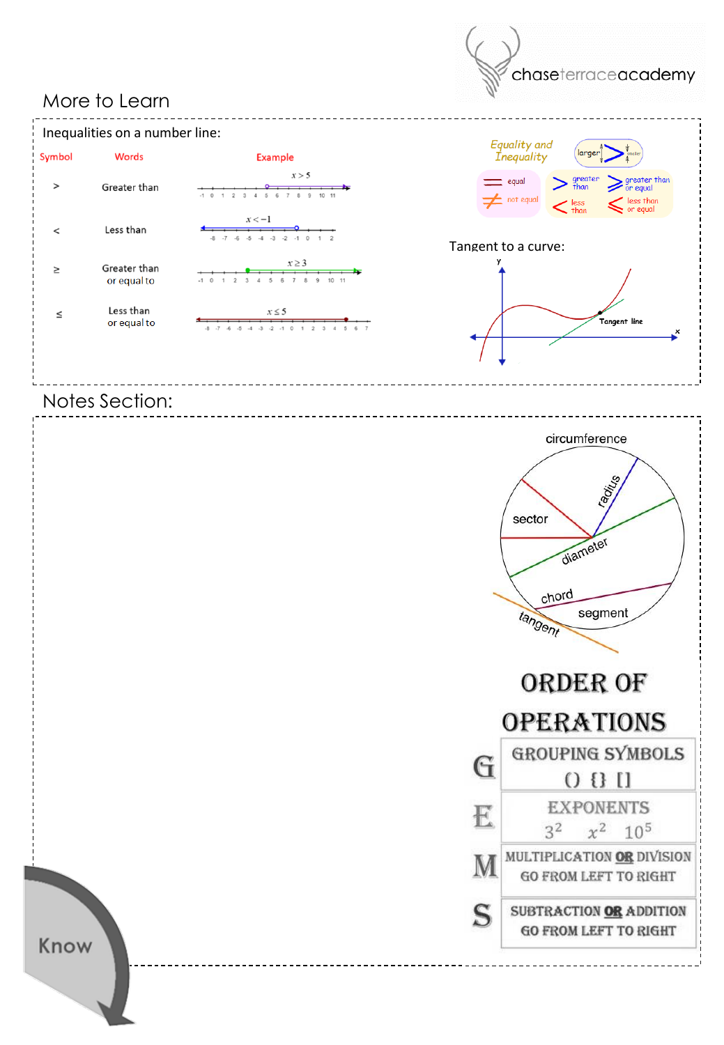## More to Learn

Inequalities on a number line:

| Symbol | Words | Example |
|---|---|---|
| > | Greater than | $x > 5$ |
| < | Less than | $x < -1$ |
| ≥ | Greater than or equal to | $x \geq 3$ |
| ≤ | Less than or equal to | $x \leq 5$ |

*Equality and Inequality*

larger > smaller

- = equal
- ≠ not equal
- > greater than
- ≥ greater than or equal
- < less than
- ≤ less than or equal

Tangent to a curve:

Tangent line

## Notes Section:

circumference, radius, sector, diameter, chord, segment, tangent

# ORDER OF OPERATIONS

| | |
|---|---|
| G | GROUPING SYMBOLS () {} [] |
| E | EXPONENTS $3^2$ $x^2$ $10^5$ |
| M | MULTIPLICATION **OR** DIVISION GO FROM LEFT TO RIGHT |
| S | SUBTRACTION **OR** ADDITION GO FROM LEFT TO RIGHT |

Know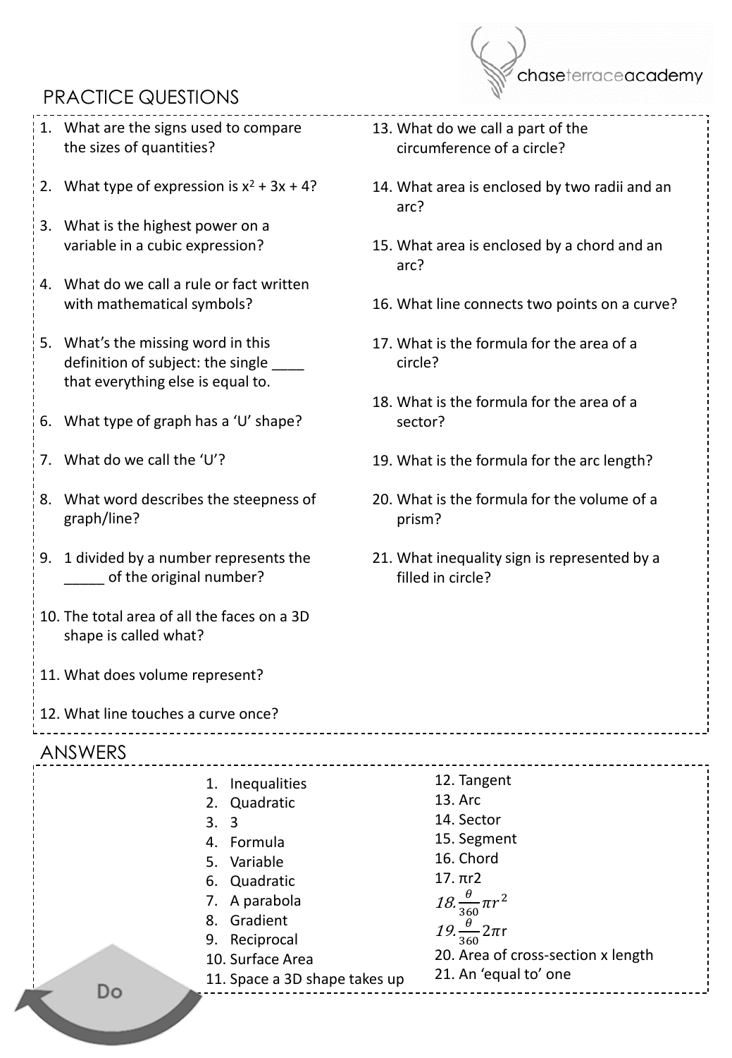## PRACTICE QUESTIONS

1. What are the signs used to compare the sizes of quantities?
2. What type of expression is $x^2 + 3x + 4$?
3. What is the highest power on a variable in a cubic expression?
4. What do we call a rule or fact written with mathematical symbols?
5. What's the missing word in this definition of subject: the single ____ that everything else is equal to.
6. What type of graph has a 'U' shape?
7. What do we call the 'U'?
8. What word describes the steepness of graph/line?
9. 1 divided by a number represents the _____ of the original number?
10. The total area of all the faces on a 3D shape is called what?
11. What does volume represent?
12. What line touches a curve once?
13. What do we call a part of the circumference of a circle?
14. What area is enclosed by two radii and an arc?
15. What area is enclosed by a chord and an arc?
16. What line connects two points on a curve?
17. What is the formula for the area of a circle?
18. What is the formula for the area of a sector?
19. What is the formula for the arc length?
20. What is the formula for the volume of a prism?
21. What inequality sign is represented by a filled in circle?

## ANSWERS

1. Inequalities
2. Quadratic
3. 3
4. Formula
5. Variable
6. Quadratic
7. A parabola
8. Gradient
9. Reciprocal
10. Surface Area
11. Space a 3D shape takes up
12. Tangent
13. Arc
14. Sector
15. Segment
16. Chord
17. πr2
18. $\frac{\theta}{360}\pi r^2$
19. $\frac{\theta}{360}2\pi r$
20. Area of cross-section x length
21. An 'equal to' one

Do